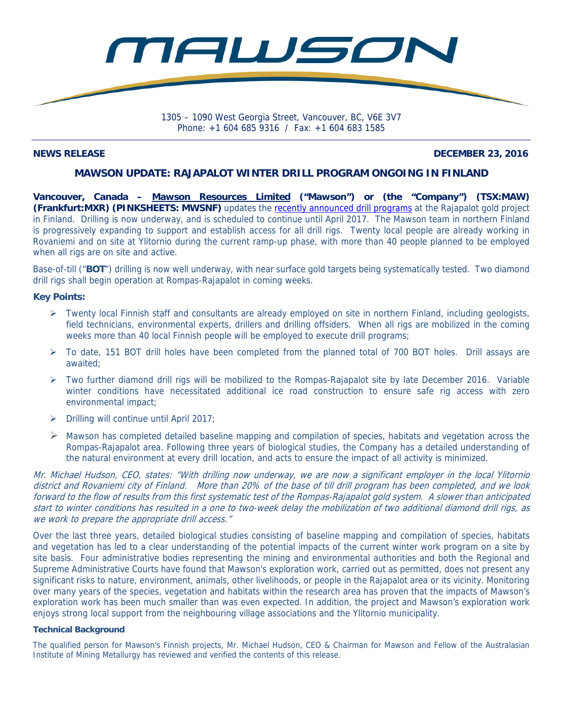# MAWSON

1305 – 1090 West Georgia Street, Vancouver, BC, V6E 3V7
Phone: +1 604 685 9316 / Fax: +1 604 683 1585

**NEWS RELEASE** **DECEMBER 23, 2016**

## MAWSON UPDATE: RAJAPALOT WINTER DRILL PROGRAM ONGOING IN FINLAND

**Vancouver, Canada – Mawson Resources Limited ("Mawson") or (the "Company") (TSX:MAW) (Frankfurt:MXR) (PINKSHEETS: MWSNF)** updates the recently announced drill programs at the Rajapalot gold project in Finland. Drilling is now underway, and is scheduled to continue until April 2017. The Mawson team in northern Finland is progressively expanding to support and establish access for all drill rigs. Twenty local people are already working in Rovaniemi and on site at Ylitornio during the current ramp-up phase, with more than 40 people planned to be employed when all rigs are on site and active.

Base-of-till ("**BOT**") drilling is now well underway, with near surface gold targets being systematically tested. Two diamond drill rigs shall begin operation at Rompas-Rajapalot in coming weeks.

### Key Points:

- Twenty local Finnish staff and consultants are already employed on site in northern Finland, including geologists, field technicians, environmental experts, drillers and drilling offsiders. When all rigs are mobilized in the coming weeks more than 40 local Finnish people will be employed to execute drill programs;
- To date, 151 BOT drill holes have been completed from the planned total of 700 BOT holes. Drill assays are awaited;
- Two further diamond drill rigs will be mobilized to the Rompas-Rajapalot site by late December 2016. Variable winter conditions have necessitated additional ice road construction to ensure safe rig access with zero environmental impact;
- Drilling will continue until April 2017;
- Mawson has completed detailed baseline mapping and compilation of species, habitats and vegetation across the Rompas-Rajapalot area. Following three years of biological studies, the Company has a detailed understanding of the natural environment at every drill location, and acts to ensure the impact of all activity is minimized.

*Mr. Michael Hudson, CEO, states: "With drilling now underway, we are now a significant employer in the local Ylitornio district and Rovaniemi city of Finland. More than 20% of the base of till drill program has been completed, and we look forward to the flow of results from this first systematic test of the Rompas-Rajapalot gold system. A slower than anticipated start to winter conditions has resulted in a one to two-week delay the mobilization of two additional diamond drill rigs, as we work to prepare the appropriate drill access."*

Over the last three years, detailed biological studies consisting of baseline mapping and compilation of species, habitats and vegetation has led to a clear understanding of the potential impacts of the current winter work program on a site by site basis. Four administrative bodies representing the mining and environmental authorities and both the Regional and Supreme Administrative Courts have found that Mawson's exploration work, carried out as permitted, does not present any significant risks to nature, environment, animals, other livelihoods, or people in the Rajapalot area or its vicinity. Monitoring over many years of the species, vegetation and habitats within the research area has proven that the impacts of Mawson's exploration work has been much smaller than was even expected. In addition, the project and Mawson's exploration work enjoys strong local support from the neighbouring village associations and the Ylitornio municipality.

#### Technical Background

The qualified person for Mawson's Finnish projects, Mr. Michael Hudson, CEO & Chairman for Mawson and Fellow of the Australasian Institute of Mining Metallurgy has reviewed and verified the contents of this release.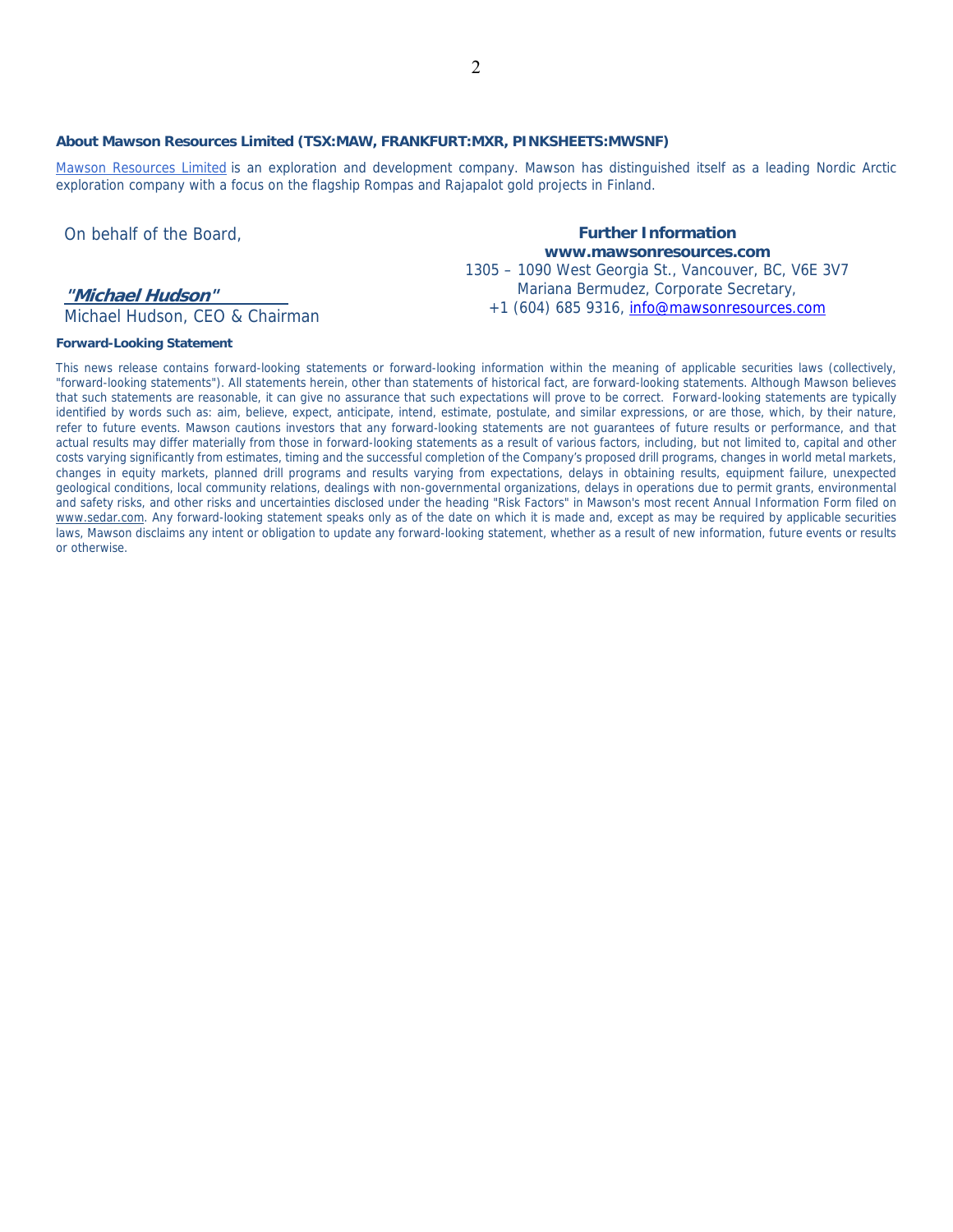**About Mawson Resources Limited (TSX:MAW, FRANKFURT:MXR, PINKSHEETS:MWSNF)**

Mawson Resources Limited is an exploration and development company. Mawson has distinguished itself as a leading Nordic Arctic exploration company with a focus on the flagship Rompas and Rajapalot gold projects in Finland.

On behalf of the Board,

***"Michael Hudson"***

Michael Hudson, CEO & Chairman

**Further Information**

**www.mawsonresources.com**

1305 – 1090 West Georgia St., Vancouver, BC, V6E 3V7

Mariana Bermudez, Corporate Secretary,

+1 (604) 685 9316, info@mawsonresources.com

**Forward-Looking Statement**

This news release contains forward-looking statements or forward-looking information within the meaning of applicable securities laws (collectively, "forward-looking statements"). All statements herein, other than statements of historical fact, are forward-looking statements. Although Mawson believes that such statements are reasonable, it can give no assurance that such expectations will prove to be correct. Forward-looking statements are typically identified by words such as: aim, believe, expect, anticipate, intend, estimate, postulate, and similar expressions, or are those, which, by their nature, refer to future events. Mawson cautions investors that any forward-looking statements are not guarantees of future results or performance, and that actual results may differ materially from those in forward-looking statements as a result of various factors, including, but not limited to, capital and other costs varying significantly from estimates, timing and the successful completion of the Company's proposed drill programs, changes in world metal markets, changes in equity markets, planned drill programs and results varying from expectations, delays in obtaining results, equipment failure, unexpected geological conditions, local community relations, dealings with non-governmental organizations, delays in operations due to permit grants, environmental and safety risks, and other risks and uncertainties disclosed under the heading "Risk Factors" in Mawson's most recent Annual Information Form filed on www.sedar.com. Any forward-looking statement speaks only as of the date on which it is made and, except as may be required by applicable securities laws, Mawson disclaims any intent or obligation to update any forward-looking statement, whether as a result of new information, future events or results or otherwise.